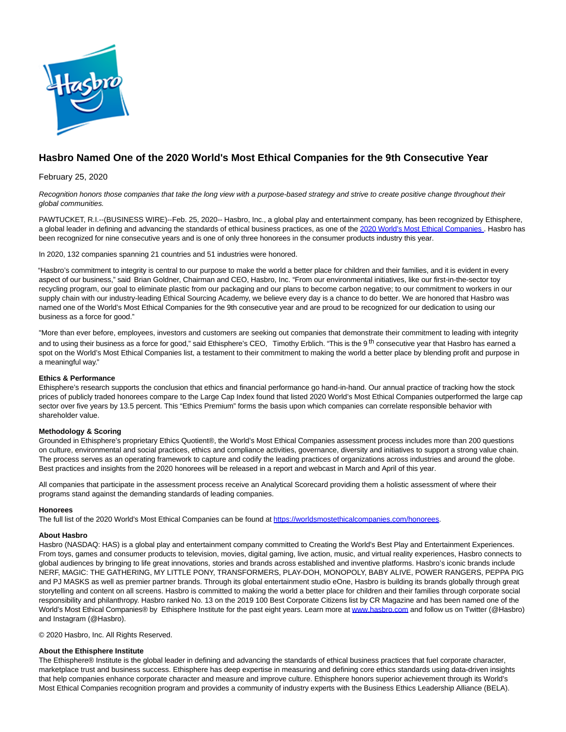# Hasbro Named One of the 2020 World's Most Ethical Companies for the 9th Consecutive Year

February 25, 2020

*Recognition honors those companies that take the long view with a purpose-based strategy and strive to create positive change throughout their global communities.*

PAWTUCKET, R.I.--(BUSINESS WIRE)--Feb. 25, 2020-- Hasbro, Inc., a global play and entertainment company, has been recognized by Ethisphere, a global leader in defining and advancing the standards of ethical business practices, as one of the 2020 World's Most Ethical Companies . Hasbro has been recognized for nine consecutive years and is one of only three honorees in the consumer products industry this year.

In 2020, 132 companies spanning 21 countries and 51 industries were honored.

"Hasbro's commitment to integrity is central to our purpose to make the world a better place for children and their families, and it is evident in every aspect of our business," said Brian Goldner, Chairman and CEO, Hasbro, Inc. "From our environmental initiatives, like our first-in-the-sector toy recycling program, our goal to eliminate plastic from our packaging and our plans to become carbon negative; to our commitment to workers in our supply chain with our industry-leading Ethical Sourcing Academy, we believe every day is a chance to do better. We are honored that Hasbro was named one of the World's Most Ethical Companies for the 9th consecutive year and are proud to be recognized for our dedication to using our business as a force for good."

"More than ever before, employees, investors and customers are seeking out companies that demonstrate their commitment to leading with integrity and to using their business as a force for good," said Ethisphere's CEO, Timothy Erblich. "This is the 9th consecutive year that Hasbro has earned a spot on the World's Most Ethical Companies list, a testament to their commitment to making the world a better place by blending profit and purpose in a meaningful way."

**Ethics & Performance**
Ethisphere's research supports the conclusion that ethics and financial performance go hand-in-hand. Our annual practice of tracking how the stock prices of publicly traded honorees compare to the Large Cap Index found that listed 2020 World's Most Ethical Companies outperformed the large cap sector over five years by 13.5 percent. This "Ethics Premium" forms the basis upon which companies can correlate responsible behavior with shareholder value.

**Methodology & Scoring**
Grounded in Ethisphere's proprietary Ethics Quotient®, the World's Most Ethical Companies assessment process includes more than 200 questions on culture, environmental and social practices, ethics and compliance activities, governance, diversity and initiatives to support a strong value chain. The process serves as an operating framework to capture and codify the leading practices of organizations across industries and around the globe. Best practices and insights from the 2020 honorees will be released in a report and webcast in March and April of this year.

All companies that participate in the assessment process receive an Analytical Scorecard providing them a holistic assessment of where their programs stand against the demanding standards of leading companies.

**Honorees**
The full list of the 2020 World's Most Ethical Companies can be found at https://worldsmostethicalcompanies.com/honorees.

**About Hasbro**
Hasbro (NASDAQ: HAS) is a global play and entertainment company committed to Creating the World's Best Play and Entertainment Experiences. From toys, games and consumer products to television, movies, digital gaming, live action, music, and virtual reality experiences, Hasbro connects to global audiences by bringing to life great innovations, stories and brands across established and inventive platforms. Hasbro's iconic brands include NERF, MAGIC: THE GATHERING, MY LITTLE PONY, TRANSFORMERS, PLAY-DOH, MONOPOLY, BABY ALIVE, POWER RANGERS, PEPPA PIG and PJ MASKS as well as premier partner brands. Through its global entertainment studio eOne, Hasbro is building its brands globally through great storytelling and content on all screens. Hasbro is committed to making the world a better place for children and their families through corporate social responsibility and philanthropy. Hasbro ranked No. 13 on the 2019 100 Best Corporate Citizens list by CR Magazine and has been named one of the World's Most Ethical Companies® by Ethisphere Institute for the past eight years. Learn more at www.hasbro.com and follow us on Twitter (@Hasbro) and Instagram (@Hasbro).

© 2020 Hasbro, Inc. All Rights Reserved.

**About the Ethisphere Institute**
The Ethisphere® Institute is the global leader in defining and advancing the standards of ethical business practices that fuel corporate character, marketplace trust and business success. Ethisphere has deep expertise in measuring and defining core ethics standards using data-driven insights that help companies enhance corporate character and measure and improve culture. Ethisphere honors superior achievement through its World's Most Ethical Companies recognition program and provides a community of industry experts with the Business Ethics Leadership Alliance (BELA).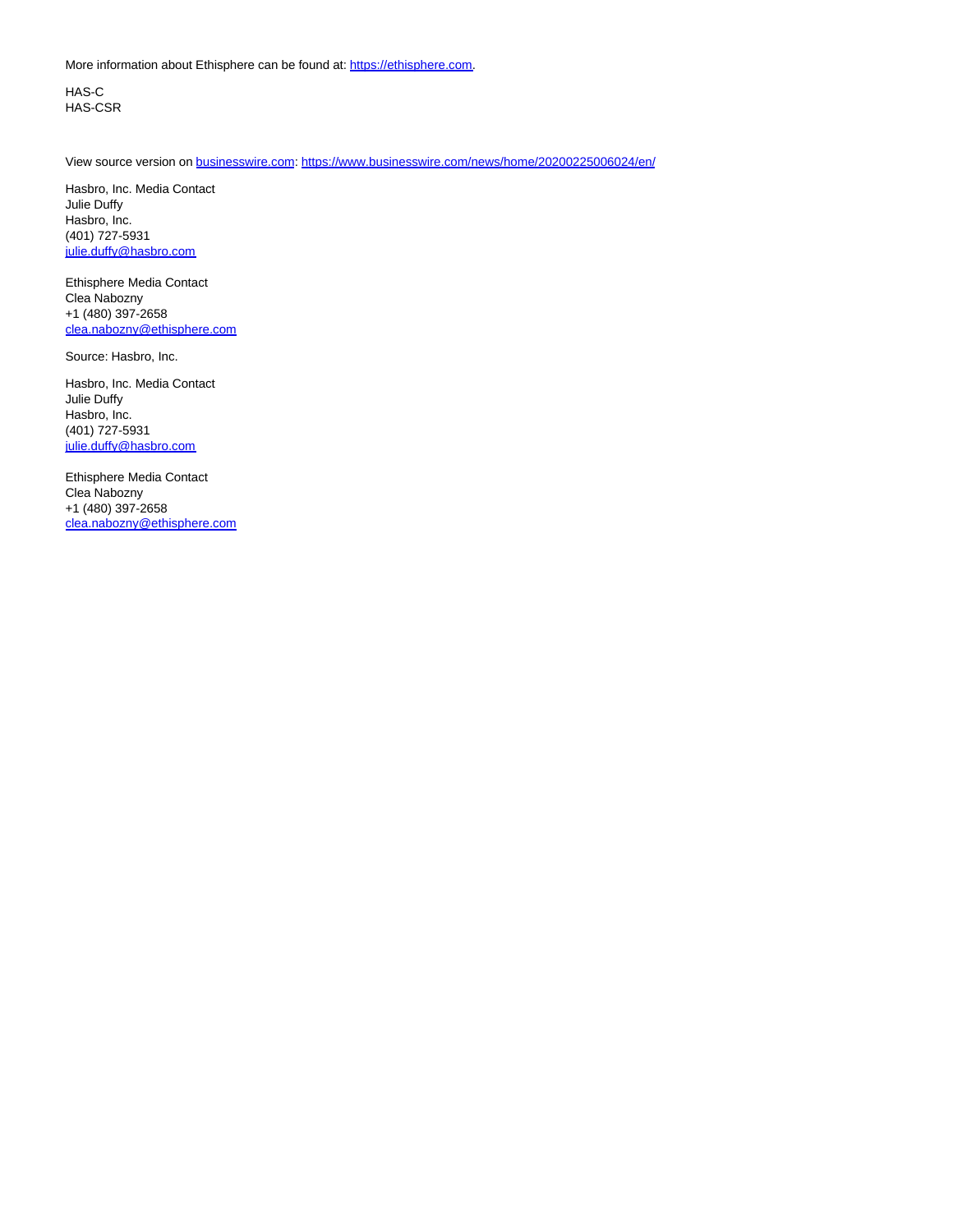More information about Ethisphere can be found at: https://ethisphere.com.

HAS-C
HAS-CSR

View source version on businesswire.com: https://www.businesswire.com/news/home/20200225006024/en/

Hasbro, Inc. Media Contact
Julie Duffy
Hasbro, Inc.
(401) 727-5931
julie.duffy@hasbro.com

Ethisphere Media Contact
Clea Nabozny
+1 (480) 397-2658
clea.nabozny@ethisphere.com

Source: Hasbro, Inc.

Hasbro, Inc. Media Contact
Julie Duffy
Hasbro, Inc.
(401) 727-5931
julie.duffy@hasbro.com

Ethisphere Media Contact
Clea Nabozny
+1 (480) 397-2658
clea.nabozny@ethisphere.com